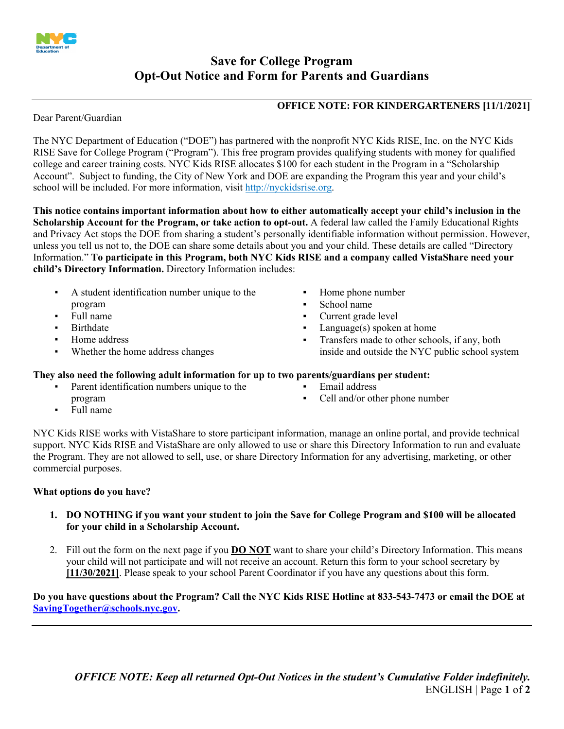# Save for College Program
# Opt-Out Notice and Form for Parents and Guardians

**OFFICE NOTE: FOR KINDERGARTENERS [11/1/2021]**

Dear Parent/Guardian

The NYC Department of Education ("DOE") has partnered with the nonprofit NYC Kids RISE, Inc. on the NYC Kids RISE Save for College Program ("Program"). This free program provides qualifying students with money for qualified college and career training costs. NYC Kids RISE allocates $100 for each student in the Program in a "Scholarship Account". Subject to funding, the City of New York and DOE are expanding the Program this year and your child's school will be included. For more information, visit [http://nyckidsrise.org](http://nyckidsrise.org).

**This notice contains important information about how to either automatically accept your child's inclusion in the Scholarship Account for the Program, or take action to opt-out.** A federal law called the Family Educational Rights and Privacy Act stops the DOE from sharing a student's personally identifiable information without permission. However, unless you tell us not to, the DOE can share some details about you and your child. These details are called "Directory Information." **To participate in this Program, both NYC Kids RISE and a company called VistaShare need your child's Directory Information.** Directory Information includes:

- A student identification number unique to the program
- Full name
- Birthdate
- Home address
- Whether the home address changes
- Home phone number
- School name
- Current grade level
- Language(s) spoken at home
- Transfers made to other schools, if any, both inside and outside the NYC public school system

**They also need the following adult information for up to two parents/guardians per student:**

- Parent identification numbers unique to the program
- Full name
- Email address
- Cell and/or other phone number

NYC Kids RISE works with VistaShare to store participant information, manage an online portal, and provide technical support. NYC Kids RISE and VistaShare are only allowed to use or share this Directory Information to run and evaluate the Program. They are not allowed to sell, use, or share Directory Information for any advertising, marketing, or other commercial purposes.

**What options do you have?**

1. **DO NOTHING if you want your student to join the Save for College Program and $100 will be allocated for your child in a Scholarship Account.**
2. Fill out the form on the next page if you **DO NOT** want to share your child's Directory Information. This means your child will not participate and will not receive an account. Return this form to your school secretary by **[11/30/2021]**. Please speak to your school Parent Coordinator if you have any questions about this form.

**Do you have questions about the Program? Call the NYC Kids RISE Hotline at 833-543-7473 or email the DOE at [SavingTogether@schools.nyc.gov](mailto:SavingTogether@schools.nyc.gov).**

***OFFICE NOTE: Keep all returned Opt-Out Notices in the student's Cumulative Folder indefinitely.***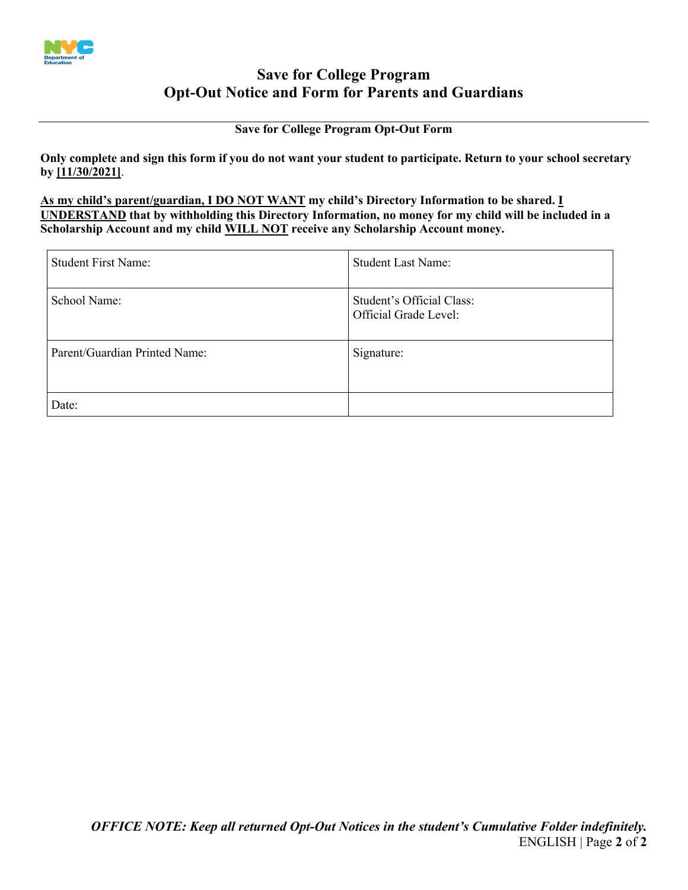# Save for College Program
# Opt-Out Notice and Form for Parents and Guardians

---

### Save for College Program Opt-Out Form

**Only complete and sign this form if you do not want your student to participate. Return to your school secretary by [11/30/2021].**

**As my child's parent/guardian, I DO NOT WANT my child's Directory Information to be shared. I UNDERSTAND that by withholding this Directory Information, no money for my child will be included in a Scholarship Account and my child WILL NOT receive any Scholarship Account money.**

| | |
|---|---|
| Student First Name: | Student Last Name: |
| School Name: | Student's Official Class:<br>Official Grade Level: |
| Parent/Guardian Printed Name: | Signature: |
| Date: | |

***OFFICE NOTE: Keep all returned Opt-Out Notices in the student's Cumulative Folder indefinitely.***

ENGLISH